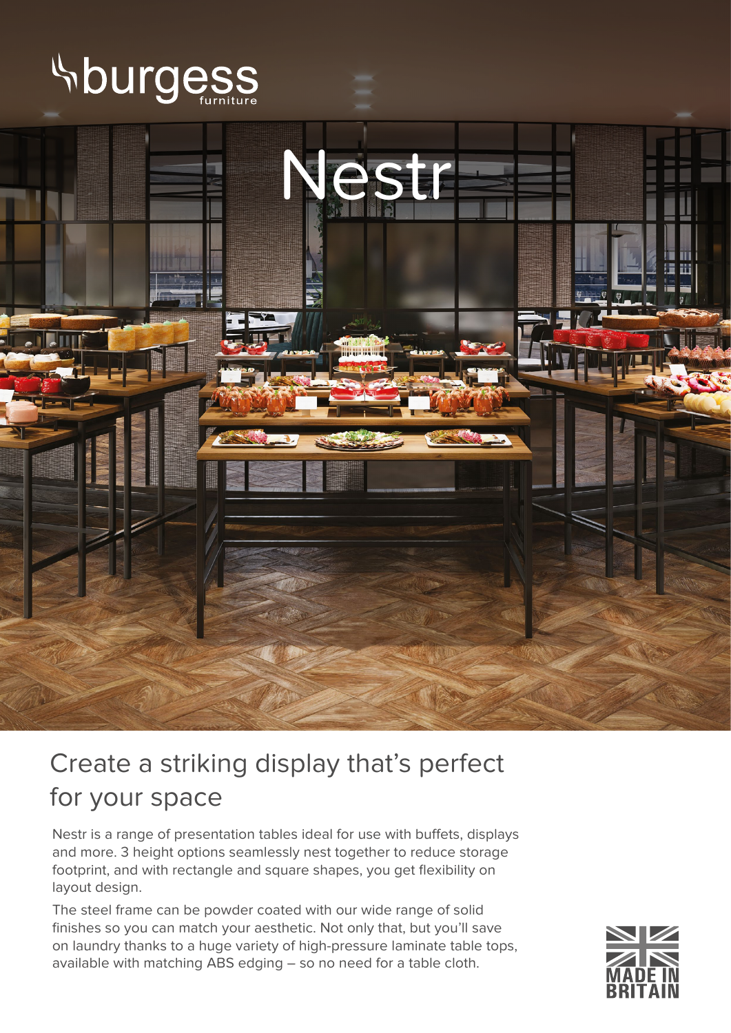burgess furniture

# Nestr

## Create a striking display that's perfect for your space

Nestr is a range of presentation tables ideal for use with buffets, displays and more. 3 height options seamlessly nest together to reduce storage footprint, and with rectangle and square shapes, you get flexibility on layout design.

The steel frame can be powder coated with our wide range of solid finishes so you can match your aesthetic. Not only that, but you'll save on laundry thanks to a huge variety of high-pressure laminate table tops, available with matching ABS edging – so no need for a table cloth.

MADE IN BRITAIN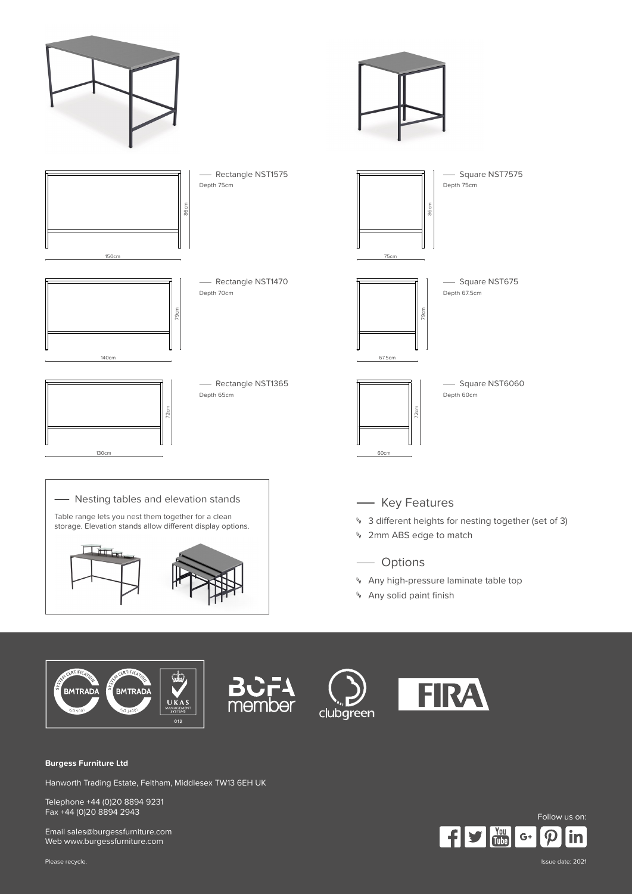Rectangle NST1575
Depth 75cm

86cm

150cm

Square NST7575
Depth 75cm

86cm

75cm

Rectangle NST1470
Depth 70cm

79cm

140cm

Square NST675
Depth 67.5cm

79cm

67.5cm

Rectangle NST1365
Depth 65cm

72cm

130cm

Square NST6060
Depth 60cm

72cm

60cm

## Nesting tables and elevation stands

Table range lets you nest them together for a clean storage. Elevation stands allow different display options.

## Key Features

- 3 different heights for nesting together (set of 3)
- 2mm ABS edge to match

## Options

- Any high-pressure laminate table top
- Any solid paint finish

**Burgess Furniture Ltd**

Hanworth Trading Estate, Feltham, Middlesex TW13 6EH UK

Telephone +44 (0)20 8894 9231
Fax +44 (0)20 8894 2943

Email sales@burgessfurniture.com
Web www.burgessfurniture.com

Follow us on:

Please recycle.

Issue date: 2021